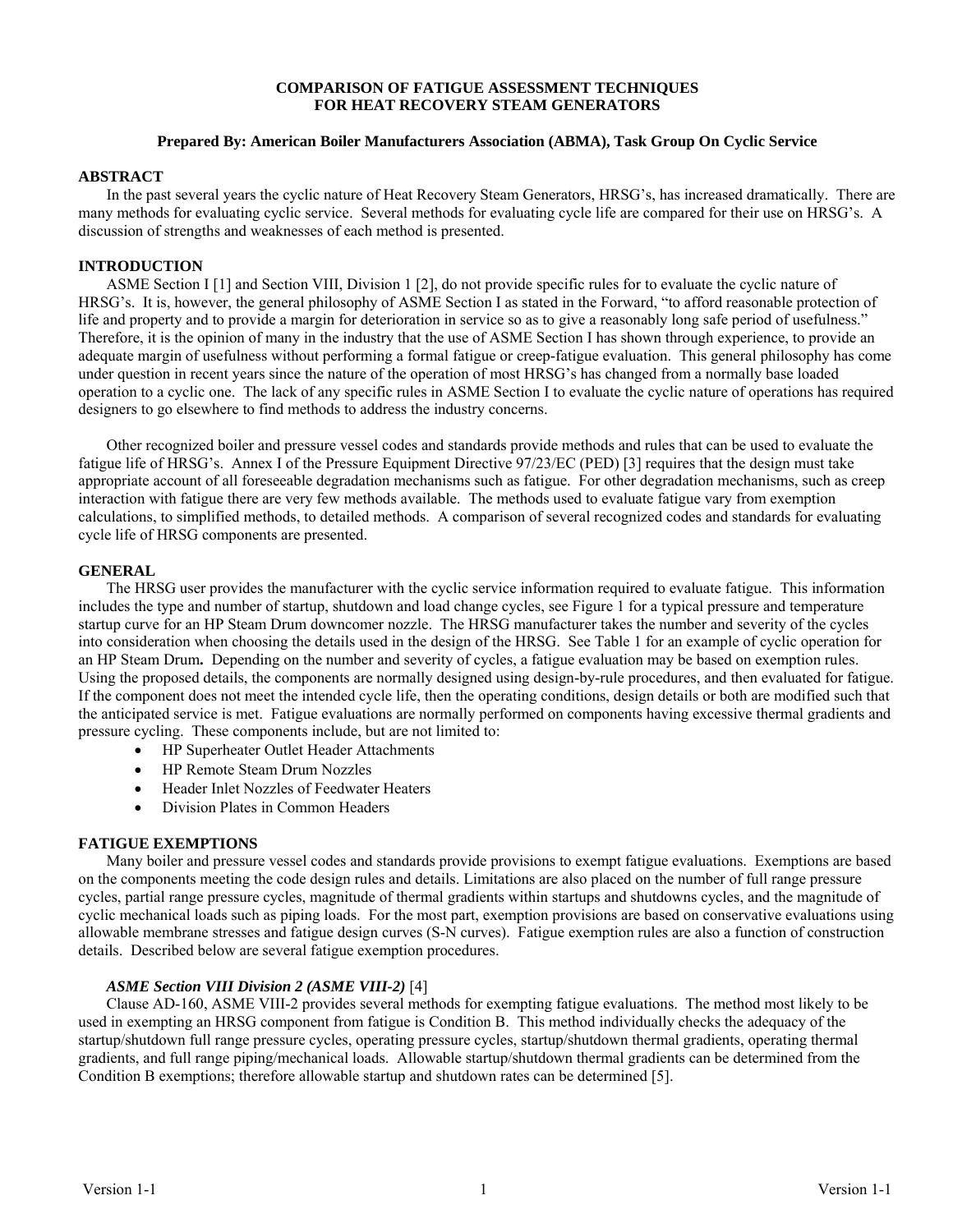# COMPARISON OF FATIGUE ASSESSMENT TECHNIQUES FOR HEAT RECOVERY STEAM GENERATORS

**Prepared By: American Boiler Manufacturers Association (ABMA), Task Group On Cyclic Service**

## ABSTRACT

In the past several years the cyclic nature of Heat Recovery Steam Generators, HRSG's, has increased dramatically. There are many methods for evaluating cyclic service. Several methods for evaluating cycle life are compared for their use on HRSG's. A discussion of strengths and weaknesses of each method is presented.

## INTRODUCTION

ASME Section I [1] and Section VIII, Division 1 [2], do not provide specific rules for to evaluate the cyclic nature of HRSG's. It is, however, the general philosophy of ASME Section I as stated in the Forward, "to afford reasonable protection of life and property and to provide a margin for deterioration in service so as to give a reasonably long safe period of usefulness." Therefore, it is the opinion of many in the industry that the use of ASME Section I has shown through experience, to provide an adequate margin of usefulness without performing a formal fatigue or creep-fatigue evaluation. This general philosophy has come under question in recent years since the nature of the operation of most HRSG's has changed from a normally base loaded operation to a cyclic one. The lack of any specific rules in ASME Section I to evaluate the cyclic nature of operations has required designers to go elsewhere to find methods to address the industry concerns.

Other recognized boiler and pressure vessel codes and standards provide methods and rules that can be used to evaluate the fatigue life of HRSG's. Annex I of the Pressure Equipment Directive 97/23/EC (PED) [3] requires that the design must take appropriate account of all foreseeable degradation mechanisms such as fatigue. For other degradation mechanisms, such as creep interaction with fatigue there are very few methods available. The methods used to evaluate fatigue vary from exemption calculations, to simplified methods, to detailed methods. A comparison of several recognized codes and standards for evaluating cycle life of HRSG components are presented.

## GENERAL

The HRSG user provides the manufacturer with the cyclic service information required to evaluate fatigue. This information includes the type and number of startup, shutdown and load change cycles, see Figure 1 for a typical pressure and temperature startup curve for an HP Steam Drum downcomer nozzle. The HRSG manufacturer takes the number and severity of the cycles into consideration when choosing the details used in the design of the HRSG. See Table 1 for an example of cyclic operation for an HP Steam Drum**.** Depending on the number and severity of cycles, a fatigue evaluation may be based on exemption rules. Using the proposed details, the components are normally designed using design-by-rule procedures, and then evaluated for fatigue. If the component does not meet the intended cycle life, then the operating conditions, design details or both are modified such that the anticipated service is met. Fatigue evaluations are normally performed on components having excessive thermal gradients and pressure cycling. These components include, but are not limited to:

- HP Superheater Outlet Header Attachments
- HP Remote Steam Drum Nozzles
- Header Inlet Nozzles of Feedwater Heaters
- Division Plates in Common Headers

## FATIGUE EXEMPTIONS

Many boiler and pressure vessel codes and standards provide provisions to exempt fatigue evaluations. Exemptions are based on the components meeting the code design rules and details. Limitations are also placed on the number of full range pressure cycles, partial range pressure cycles, magnitude of thermal gradients within startups and shutdowns cycles, and the magnitude of cyclic mechanical loads such as piping loads. For the most part, exemption provisions are based on conservative evaluations using allowable membrane stresses and fatigue design curves (S-N curves). Fatigue exemption rules are also a function of construction details. Described below are several fatigue exemption procedures.

### *ASME Section VIII Division 2 (ASME VIII-2)* [4]

Clause AD-160, ASME VIII-2 provides several methods for exempting fatigue evaluations. The method most likely to be used in exempting an HRSG component from fatigue is Condition B. This method individually checks the adequacy of the startup/shutdown full range pressure cycles, operating pressure cycles, startup/shutdown thermal gradients, operating thermal gradients, and full range piping/mechanical loads. Allowable startup/shutdown thermal gradients can be determined from the Condition B exemptions; therefore allowable startup and shutdown rates can be determined [5].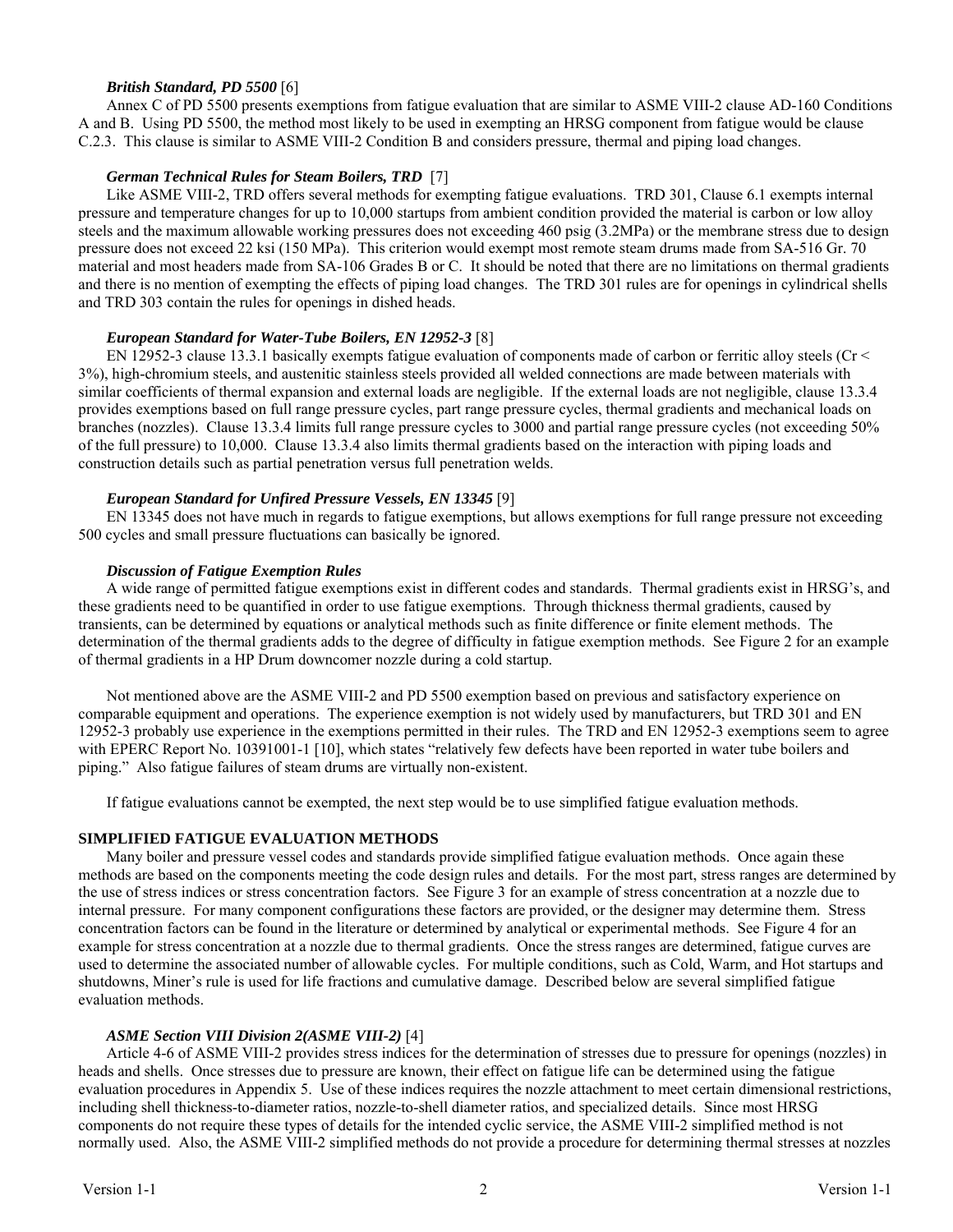### *British Standard, PD 5500* [6]

Annex C of PD 5500 presents exemptions from fatigue evaluation that are similar to ASME VIII-2 clause AD-160 Conditions A and B. Using PD 5500, the method most likely to be used in exempting an HRSG component from fatigue would be clause C.2.3. This clause is similar to ASME VIII-2 Condition B and considers pressure, thermal and piping load changes.

### *German Technical Rules for Steam Boilers, TRD* [7]

Like ASME VIII-2, TRD offers several methods for exempting fatigue evaluations. TRD 301, Clause 6.1 exempts internal pressure and temperature changes for up to 10,000 startups from ambient condition provided the material is carbon or low alloy steels and the maximum allowable working pressures does not exceeding 460 psig (3.2MPa) or the membrane stress due to design pressure does not exceed 22 ksi (150 MPa). This criterion would exempt most remote steam drums made from SA-516 Gr. 70 material and most headers made from SA-106 Grades B or C. It should be noted that there are no limitations on thermal gradients and there is no mention of exempting the effects of piping load changes. The TRD 301 rules are for openings in cylindrical shells and TRD 303 contain the rules for openings in dished heads.

### *European Standard for Water-Tube Boilers, EN 12952-3* [8]

EN 12952-3 clause 13.3.1 basically exempts fatigue evaluation of components made of carbon or ferritic alloy steels (Cr < 3%), high-chromium steels, and austenitic stainless steels provided all welded connections are made between materials with similar coefficients of thermal expansion and external loads are negligible. If the external loads are not negligible, clause 13.3.4 provides exemptions based on full range pressure cycles, part range pressure cycles, thermal gradients and mechanical loads on branches (nozzles). Clause 13.3.4 limits full range pressure cycles to 3000 and partial range pressure cycles (not exceeding 50% of the full pressure) to 10,000. Clause 13.3.4 also limits thermal gradients based on the interaction with piping loads and construction details such as partial penetration versus full penetration welds.

### *European Standard for Unfired Pressure Vessels, EN 13345* [9]

EN 13345 does not have much in regards to fatigue exemptions, but allows exemptions for full range pressure not exceeding 500 cycles and small pressure fluctuations can basically be ignored.

### *Discussion of Fatigue Exemption Rules*

A wide range of permitted fatigue exemptions exist in different codes and standards. Thermal gradients exist in HRSG's, and these gradients need to be quantified in order to use fatigue exemptions. Through thickness thermal gradients, caused by transients, can be determined by equations or analytical methods such as finite difference or finite element methods. The determination of the thermal gradients adds to the degree of difficulty in fatigue exemption methods. See Figure 2 for an example of thermal gradients in a HP Drum downcomer nozzle during a cold startup.

Not mentioned above are the ASME VIII-2 and PD 5500 exemption based on previous and satisfactory experience on comparable equipment and operations. The experience exemption is not widely used by manufacturers, but TRD 301 and EN 12952-3 probably use experience in the exemptions permitted in their rules. The TRD and EN 12952-3 exemptions seem to agree with EPERC Report No. 10391001-1 [10], which states "relatively few defects have been reported in water tube boilers and piping." Also fatigue failures of steam drums are virtually non-existent.

If fatigue evaluations cannot be exempted, the next step would be to use simplified fatigue evaluation methods.

## SIMPLIFIED FATIGUE EVALUATION METHODS

Many boiler and pressure vessel codes and standards provide simplified fatigue evaluation methods. Once again these methods are based on the components meeting the code design rules and details. For the most part, stress ranges are determined by the use of stress indices or stress concentration factors. See Figure 3 for an example of stress concentration at a nozzle due to internal pressure. For many component configurations these factors are provided, or the designer may determine them. Stress concentration factors can be found in the literature or determined by analytical or experimental methods. See Figure 4 for an example for stress concentration at a nozzle due to thermal gradients. Once the stress ranges are determined, fatigue curves are used to determine the associated number of allowable cycles. For multiple conditions, such as Cold, Warm, and Hot startups and shutdowns, Miner's rule is used for life fractions and cumulative damage. Described below are several simplified fatigue evaluation methods.

### *ASME Section VIII Division 2(ASME VIII-2)* [4]

Article 4-6 of ASME VIII-2 provides stress indices for the determination of stresses due to pressure for openings (nozzles) in heads and shells. Once stresses due to pressure are known, their effect on fatigue life can be determined using the fatigue evaluation procedures in Appendix 5. Use of these indices requires the nozzle attachment to meet certain dimensional restrictions, including shell thickness-to-diameter ratios, nozzle-to-shell diameter ratios, and specialized details. Since most HRSG components do not require these types of details for the intended cyclic service, the ASME VIII-2 simplified method is not normally used. Also, the ASME VIII-2 simplified methods do not provide a procedure for determining thermal stresses at nozzles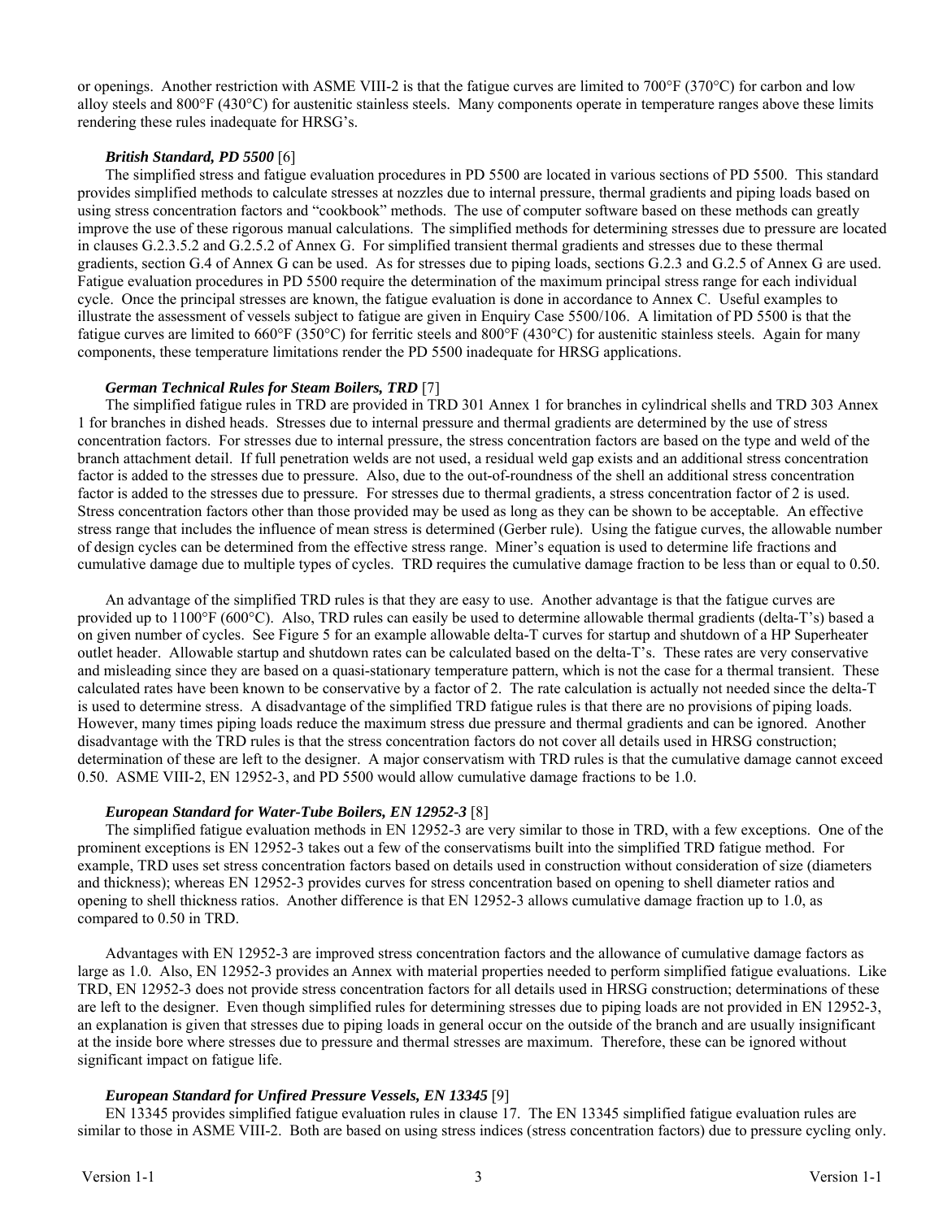or openings. Another restriction with ASME VIII-2 is that the fatigue curves are limited to 700°F (370°C) for carbon and low alloy steels and 800°F (430°C) for austenitic stainless steels. Many components operate in temperature ranges above these limits rendering these rules inadequate for HRSG's.

#### *British Standard, PD 5500* [6]

The simplified stress and fatigue evaluation procedures in PD 5500 are located in various sections of PD 5500. This standard provides simplified methods to calculate stresses at nozzles due to internal pressure, thermal gradients and piping loads based on using stress concentration factors and "cookbook" methods. The use of computer software based on these methods can greatly improve the use of these rigorous manual calculations. The simplified methods for determining stresses due to pressure are located in clauses G.2.3.5.2 and G.2.5.2 of Annex G. For simplified transient thermal gradients and stresses due to these thermal gradients, section G.4 of Annex G can be used. As for stresses due to piping loads, sections G.2.3 and G.2.5 of Annex G are used. Fatigue evaluation procedures in PD 5500 require the determination of the maximum principal stress range for each individual cycle. Once the principal stresses are known, the fatigue evaluation is done in accordance to Annex C. Useful examples to illustrate the assessment of vessels subject to fatigue are given in Enquiry Case 5500/106. A limitation of PD 5500 is that the fatigue curves are limited to 660°F (350°C) for ferritic steels and 800°F (430°C) for austenitic stainless steels. Again for many components, these temperature limitations render the PD 5500 inadequate for HRSG applications.

#### *German Technical Rules for Steam Boilers, TRD* [7]

The simplified fatigue rules in TRD are provided in TRD 301 Annex 1 for branches in cylindrical shells and TRD 303 Annex 1 for branches in dished heads. Stresses due to internal pressure and thermal gradients are determined by the use of stress concentration factors. For stresses due to internal pressure, the stress concentration factors are based on the type and weld of the branch attachment detail. If full penetration welds are not used, a residual weld gap exists and an additional stress concentration factor is added to the stresses due to pressure. Also, due to the out-of-roundness of the shell an additional stress concentration factor is added to the stresses due to pressure. For stresses due to thermal gradients, a stress concentration factor of 2 is used. Stress concentration factors other than those provided may be used as long as they can be shown to be acceptable. An effective stress range that includes the influence of mean stress is determined (Gerber rule). Using the fatigue curves, the allowable number of design cycles can be determined from the effective stress range. Miner's equation is used to determine life fractions and cumulative damage due to multiple types of cycles. TRD requires the cumulative damage fraction to be less than or equal to 0.50.

An advantage of the simplified TRD rules is that they are easy to use. Another advantage is that the fatigue curves are provided up to 1100°F (600°C). Also, TRD rules can easily be used to determine allowable thermal gradients (delta-T's) based a on given number of cycles. See Figure 5 for an example allowable delta-T curves for startup and shutdown of a HP Superheater outlet header. Allowable startup and shutdown rates can be calculated based on the delta-T's. These rates are very conservative and misleading since they are based on a quasi-stationary temperature pattern, which is not the case for a thermal transient. These calculated rates have been known to be conservative by a factor of 2. The rate calculation is actually not needed since the delta-T is used to determine stress. A disadvantage of the simplified TRD fatigue rules is that there are no provisions of piping loads. However, many times piping loads reduce the maximum stress due pressure and thermal gradients and can be ignored. Another disadvantage with the TRD rules is that the stress concentration factors do not cover all details used in HRSG construction; determination of these are left to the designer. A major conservatism with TRD rules is that the cumulative damage cannot exceed 0.50. ASME VIII-2, EN 12952-3, and PD 5500 would allow cumulative damage fractions to be 1.0.

#### *European Standard for Water-Tube Boilers, EN 12952-3* [8]

The simplified fatigue evaluation methods in EN 12952-3 are very similar to those in TRD, with a few exceptions. One of the prominent exceptions is EN 12952-3 takes out a few of the conservatisms built into the simplified TRD fatigue method. For example, TRD uses set stress concentration factors based on details used in construction without consideration of size (diameters and thickness); whereas EN 12952-3 provides curves for stress concentration based on opening to shell diameter ratios and opening to shell thickness ratios. Another difference is that EN 12952-3 allows cumulative damage fraction up to 1.0, as compared to 0.50 in TRD.

Advantages with EN 12952-3 are improved stress concentration factors and the allowance of cumulative damage factors as large as 1.0. Also, EN 12952-3 provides an Annex with material properties needed to perform simplified fatigue evaluations. Like TRD, EN 12952-3 does not provide stress concentration factors for all details used in HRSG construction; determinations of these are left to the designer. Even though simplified rules for determining stresses due to piping loads are not provided in EN 12952-3, an explanation is given that stresses due to piping loads in general occur on the outside of the branch and are usually insignificant at the inside bore where stresses due to pressure and thermal stresses are maximum. Therefore, these can be ignored without significant impact on fatigue life.

#### *European Standard for Unfired Pressure Vessels, EN 13345* [9]

EN 13345 provides simplified fatigue evaluation rules in clause 17. The EN 13345 simplified fatigue evaluation rules are similar to those in ASME VIII-2. Both are based on using stress indices (stress concentration factors) due to pressure cycling only.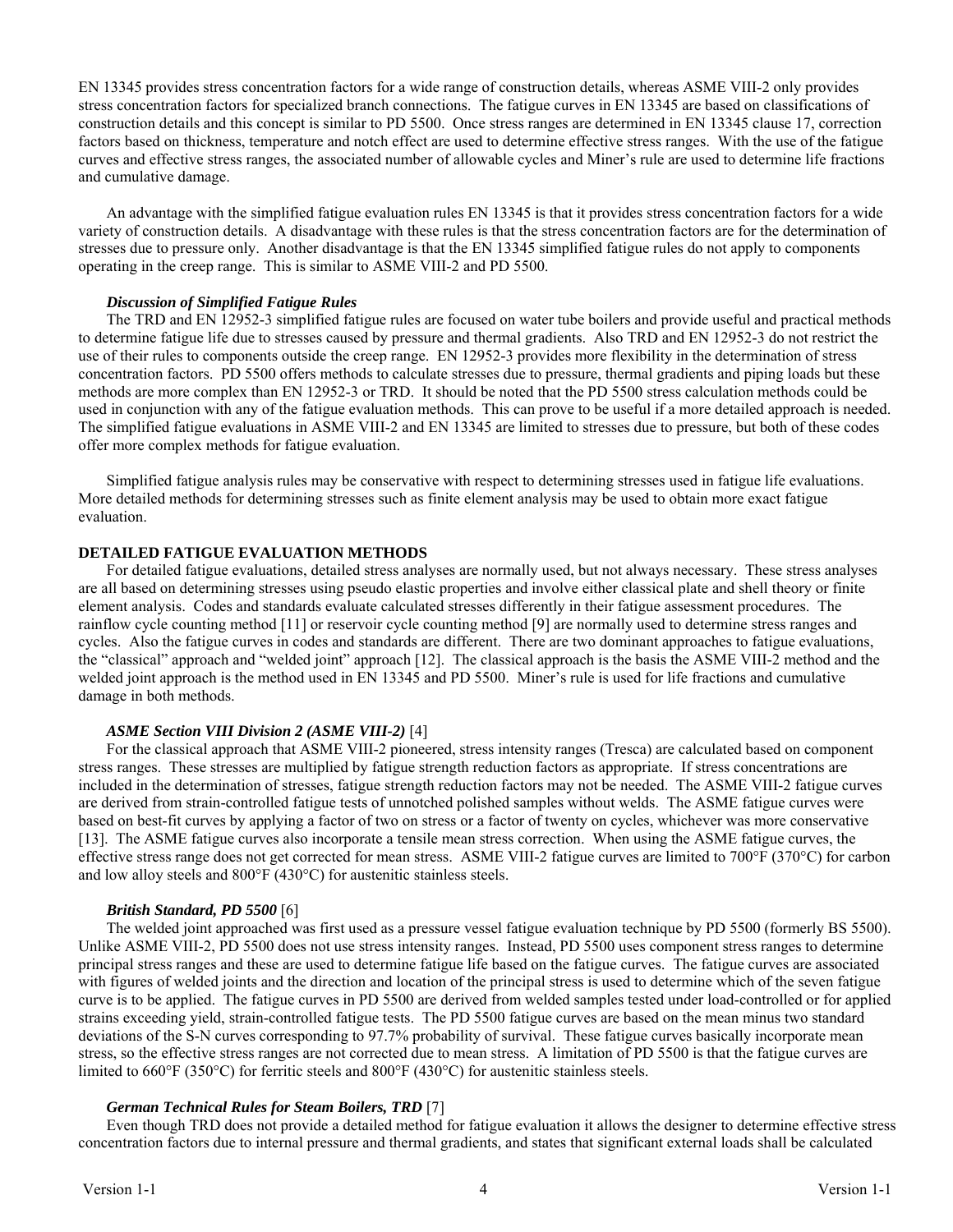EN 13345 provides stress concentration factors for a wide range of construction details, whereas ASME VIII-2 only provides stress concentration factors for specialized branch connections. The fatigue curves in EN 13345 are based on classifications of construction details and this concept is similar to PD 5500. Once stress ranges are determined in EN 13345 clause 17, correction factors based on thickness, temperature and notch effect are used to determine effective stress ranges. With the use of the fatigue curves and effective stress ranges, the associated number of allowable cycles and Miner's rule are used to determine life fractions and cumulative damage.

An advantage with the simplified fatigue evaluation rules EN 13345 is that it provides stress concentration factors for a wide variety of construction details. A disadvantage with these rules is that the stress concentration factors are for the determination of stresses due to pressure only. Another disadvantage is that the EN 13345 simplified fatigue rules do not apply to components operating in the creep range. This is similar to ASME VIII-2 and PD 5500.

#### *Discussion of Simplified Fatigue Rules*

The TRD and EN 12952-3 simplified fatigue rules are focused on water tube boilers and provide useful and practical methods to determine fatigue life due to stresses caused by pressure and thermal gradients. Also TRD and EN 12952-3 do not restrict the use of their rules to components outside the creep range. EN 12952-3 provides more flexibility in the determination of stress concentration factors. PD 5500 offers methods to calculate stresses due to pressure, thermal gradients and piping loads but these methods are more complex than EN 12952-3 or TRD. It should be noted that the PD 5500 stress calculation methods could be used in conjunction with any of the fatigue evaluation methods. This can prove to be useful if a more detailed approach is needed. The simplified fatigue evaluations in ASME VIII-2 and EN 13345 are limited to stresses due to pressure, but both of these codes offer more complex methods for fatigue evaluation.

Simplified fatigue analysis rules may be conservative with respect to determining stresses used in fatigue life evaluations. More detailed methods for determining stresses such as finite element analysis may be used to obtain more exact fatigue evaluation.

### DETAILED FATIGUE EVALUATION METHODS

For detailed fatigue evaluations, detailed stress analyses are normally used, but not always necessary. These stress analyses are all based on determining stresses using pseudo elastic properties and involve either classical plate and shell theory or finite element analysis. Codes and standards evaluate calculated stresses differently in their fatigue assessment procedures. The rainflow cycle counting method [11] or reservoir cycle counting method [9] are normally used to determine stress ranges and cycles. Also the fatigue curves in codes and standards are different. There are two dominant approaches to fatigue evaluations, the "classical" approach and "welded joint" approach [12]. The classical approach is the basis the ASME VIII-2 method and the welded joint approach is the method used in EN 13345 and PD 5500. Miner's rule is used for life fractions and cumulative damage in both methods.

#### *ASME Section VIII Division 2 (ASME VIII-2)* [4]

For the classical approach that ASME VIII-2 pioneered, stress intensity ranges (Tresca) are calculated based on component stress ranges. These stresses are multiplied by fatigue strength reduction factors as appropriate. If stress concentrations are included in the determination of stresses, fatigue strength reduction factors may not be needed. The ASME VIII-2 fatigue curves are derived from strain-controlled fatigue tests of unnotched polished samples without welds. The ASME fatigue curves were based on best-fit curves by applying a factor of two on stress or a factor of twenty on cycles, whichever was more conservative [13]. The ASME fatigue curves also incorporate a tensile mean stress correction. When using the ASME fatigue curves, the effective stress range does not get corrected for mean stress. ASME VIII-2 fatigue curves are limited to 700°F (370°C) for carbon and low alloy steels and 800°F (430°C) for austenitic stainless steels.

#### *British Standard, PD 5500* [6]

The welded joint approached was first used as a pressure vessel fatigue evaluation technique by PD 5500 (formerly BS 5500). Unlike ASME VIII-2, PD 5500 does not use stress intensity ranges. Instead, PD 5500 uses component stress ranges to determine principal stress ranges and these are used to determine fatigue life based on the fatigue curves. The fatigue curves are associated with figures of welded joints and the direction and location of the principal stress is used to determine which of the seven fatigue curve is to be applied. The fatigue curves in PD 5500 are derived from welded samples tested under load-controlled or for applied strains exceeding yield, strain-controlled fatigue tests. The PD 5500 fatigue curves are based on the mean minus two standard deviations of the S-N curves corresponding to 97.7% probability of survival. These fatigue curves basically incorporate mean stress, so the effective stress ranges are not corrected due to mean stress. A limitation of PD 5500 is that the fatigue curves are limited to 660°F (350°C) for ferritic steels and 800°F (430°C) for austenitic stainless steels.

#### *German Technical Rules for Steam Boilers, TRD* [7]

Even though TRD does not provide a detailed method for fatigue evaluation it allows the designer to determine effective stress concentration factors due to internal pressure and thermal gradients, and states that significant external loads shall be calculated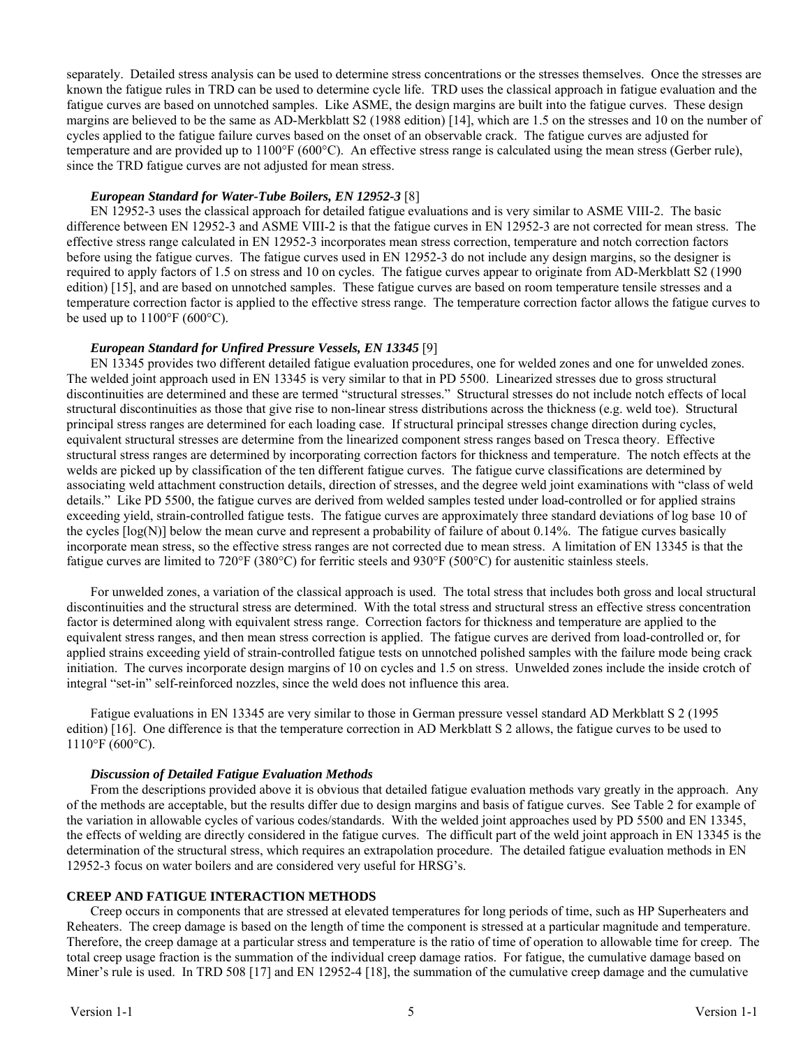separately. Detailed stress analysis can be used to determine stress concentrations or the stresses themselves. Once the stresses are known the fatigue rules in TRD can be used to determine cycle life. TRD uses the classical approach in fatigue evaluation and the fatigue curves are based on unnotched samples. Like ASME, the design margins are built into the fatigue curves. These design margins are believed to be the same as AD-Merkblatt S2 (1988 edition) [14], which are 1.5 on the stresses and 10 on the number of cycles applied to the fatigue failure curves based on the onset of an observable crack. The fatigue curves are adjusted for temperature and are provided up to 1100°F (600°C). An effective stress range is calculated using the mean stress (Gerber rule), since the TRD fatigue curves are not adjusted for mean stress.

***European Standard for Water-Tube Boilers, EN 12952-3*** [8]

EN 12952-3 uses the classical approach for detailed fatigue evaluations and is very similar to ASME VIII-2. The basic difference between EN 12952-3 and ASME VIII-2 is that the fatigue curves in EN 12952-3 are not corrected for mean stress. The effective stress range calculated in EN 12952-3 incorporates mean stress correction, temperature and notch correction factors before using the fatigue curves. The fatigue curves used in EN 12952-3 do not include any design margins, so the designer is required to apply factors of 1.5 on stress and 10 on cycles. The fatigue curves appear to originate from AD-Merkblatt S2 (1990 edition) [15], and are based on unnotched samples. These fatigue curves are based on room temperature tensile stresses and a temperature correction factor is applied to the effective stress range. The temperature correction factor allows the fatigue curves to be used up to 1100°F (600°C).

***European Standard for Unfired Pressure Vessels, EN 13345*** [9]

EN 13345 provides two different detailed fatigue evaluation procedures, one for welded zones and one for unwelded zones. The welded joint approach used in EN 13345 is very similar to that in PD 5500. Linearized stresses due to gross structural discontinuities are determined and these are termed "structural stresses." Structural stresses do not include notch effects of local structural discontinuities as those that give rise to non-linear stress distributions across the thickness (e.g. weld toe). Structural principal stress ranges are determined for each loading case. If structural principal stresses change direction during cycles, equivalent structural stresses are determine from the linearized component stress ranges based on Tresca theory. Effective structural stress ranges are determined by incorporating correction factors for thickness and temperature. The notch effects at the welds are picked up by classification of the ten different fatigue curves. The fatigue curve classifications are determined by associating weld attachment construction details, direction of stresses, and the degree weld joint examinations with "class of weld details." Like PD 5500, the fatigue curves are derived from welded samples tested under load-controlled or for applied strains exceeding yield, strain-controlled fatigue tests. The fatigue curves are approximately three standard deviations of log base 10 of the cycles [log(N)] below the mean curve and represent a probability of failure of about 0.14%. The fatigue curves basically incorporate mean stress, so the effective stress ranges are not corrected due to mean stress. A limitation of EN 13345 is that the fatigue curves are limited to 720°F (380°C) for ferritic steels and 930°F (500°C) for austenitic stainless steels.

For unwelded zones, a variation of the classical approach is used. The total stress that includes both gross and local structural discontinuities and the structural stress are determined. With the total stress and structural stress an effective stress concentration factor is determined along with equivalent stress range. Correction factors for thickness and temperature are applied to the equivalent stress ranges, and then mean stress correction is applied. The fatigue curves are derived from load-controlled or, for applied strains exceeding yield of strain-controlled fatigue tests on unnotched polished samples with the failure mode being crack initiation. The curves incorporate design margins of 10 on cycles and 1.5 on stress. Unwelded zones include the inside crotch of integral "set-in" self-reinforced nozzles, since the weld does not influence this area.

Fatigue evaluations in EN 13345 are very similar to those in German pressure vessel standard AD Merkblatt S 2 (1995 edition) [16]. One difference is that the temperature correction in AD Merkblatt S 2 allows, the fatigue curves to be used to 1110°F (600°C).

***Discussion of Detailed Fatigue Evaluation Methods***

From the descriptions provided above it is obvious that detailed fatigue evaluation methods vary greatly in the approach. Any of the methods are acceptable, but the results differ due to design margins and basis of fatigue curves. See Table 2 for example of the variation in allowable cycles of various codes/standards. With the welded joint approaches used by PD 5500 and EN 13345, the effects of welding are directly considered in the fatigue curves. The difficult part of the weld joint approach in EN 13345 is the determination of the structural stress, which requires an extrapolation procedure. The detailed fatigue evaluation methods in EN 12952-3 focus on water boilers and are considered very useful for HRSG's.

## CREEP AND FATIGUE INTERACTION METHODS

Creep occurs in components that are stressed at elevated temperatures for long periods of time, such as HP Superheaters and Reheaters. The creep damage is based on the length of time the component is stressed at a particular magnitude and temperature. Therefore, the creep damage at a particular stress and temperature is the ratio of time of operation to allowable time for creep. The total creep usage fraction is the summation of the individual creep damage ratios. For fatigue, the cumulative damage based on Miner's rule is used. In TRD 508 [17] and EN 12952-4 [18], the summation of the cumulative creep damage and the cumulative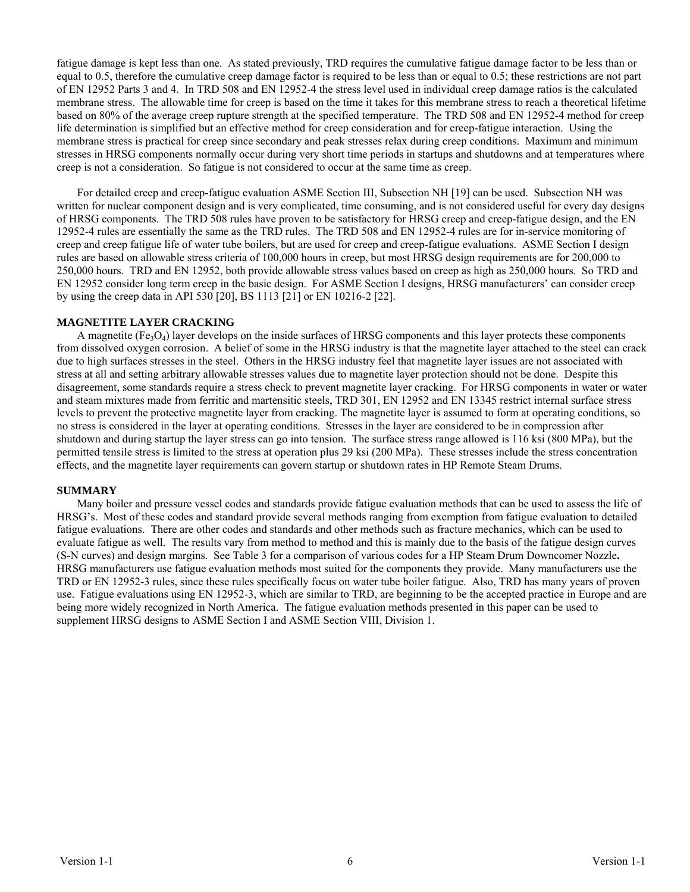fatigue damage is kept less than one. As stated previously, TRD requires the cumulative fatigue damage factor to be less than or equal to 0.5, therefore the cumulative creep damage factor is required to be less than or equal to 0.5; these restrictions are not part of EN 12952 Parts 3 and 4. In TRD 508 and EN 12952-4 the stress level used in individual creep damage ratios is the calculated membrane stress. The allowable time for creep is based on the time it takes for this membrane stress to reach a theoretical lifetime based on 80% of the average creep rupture strength at the specified temperature. The TRD 508 and EN 12952-4 method for creep life determination is simplified but an effective method for creep consideration and for creep-fatigue interaction. Using the membrane stress is practical for creep since secondary and peak stresses relax during creep conditions. Maximum and minimum stresses in HRSG components normally occur during very short time periods in startups and shutdowns and at temperatures where creep is not a consideration. So fatigue is not considered to occur at the same time as creep.

For detailed creep and creep-fatigue evaluation ASME Section III, Subsection NH [19] can be used. Subsection NH was written for nuclear component design and is very complicated, time consuming, and is not considered useful for every day designs of HRSG components. The TRD 508 rules have proven to be satisfactory for HRSG creep and creep-fatigue design, and the EN 12952-4 rules are essentially the same as the TRD rules. The TRD 508 and EN 12952-4 rules are for in-service monitoring of creep and creep fatigue life of water tube boilers, but are used for creep and creep-fatigue evaluations. ASME Section I design rules are based on allowable stress criteria of 100,000 hours in creep, but most HRSG design requirements are for 200,000 to 250,000 hours. TRD and EN 12952, both provide allowable stress values based on creep as high as 250,000 hours. So TRD and EN 12952 consider long term creep in the basic design. For ASME Section I designs, HRSG manufacturers' can consider creep by using the creep data in API 530 [20], BS 1113 [21] or EN 10216-2 [22].

## MAGNETITE LAYER CRACKING

A magnetite ($Fe_3O_4$) layer develops on the inside surfaces of HRSG components and this layer protects these components from dissolved oxygen corrosion. A belief of some in the HRSG industry is that the magnetite layer attached to the steel can crack due to high surfaces stresses in the steel. Others in the HRSG industry feel that magnetite layer issues are not associated with stress at all and setting arbitrary allowable stresses values due to magnetite layer protection should not be done. Despite this disagreement, some standards require a stress check to prevent magnetite layer cracking. For HRSG components in water or water and steam mixtures made from ferritic and martensitic steels, TRD 301, EN 12952 and EN 13345 restrict internal surface stress levels to prevent the protective magnetite layer from cracking. The magnetite layer is assumed to form at operating conditions, so no stress is considered in the layer at operating conditions. Stresses in the layer are considered to be in compression after shutdown and during startup the layer stress can go into tension. The surface stress range allowed is 116 ksi (800 MPa), but the permitted tensile stress is limited to the stress at operation plus 29 ksi (200 MPa). These stresses include the stress concentration effects, and the magnetite layer requirements can govern startup or shutdown rates in HP Remote Steam Drums.

## SUMMARY

Many boiler and pressure vessel codes and standards provide fatigue evaluation methods that can be used to assess the life of HRSG's. Most of these codes and standard provide several methods ranging from exemption from fatigue evaluation to detailed fatigue evaluations. There are other codes and standards and other methods such as fracture mechanics, which can be used to evaluate fatigue as well. The results vary from method to method and this is mainly due to the basis of the fatigue design curves (S-N curves) and design margins. See Table 3 for a comparison of various codes for a HP Steam Drum Downcomer Nozzle**.** HRSG manufacturers use fatigue evaluation methods most suited for the components they provide. Many manufacturers use the TRD or EN 12952-3 rules, since these rules specifically focus on water tube boiler fatigue. Also, TRD has many years of proven use. Fatigue evaluations using EN 12952-3, which are similar to TRD, are beginning to be the accepted practice in Europe and are being more widely recognized in North America. The fatigue evaluation methods presented in this paper can be used to supplement HRSG designs to ASME Section I and ASME Section VIII, Division 1.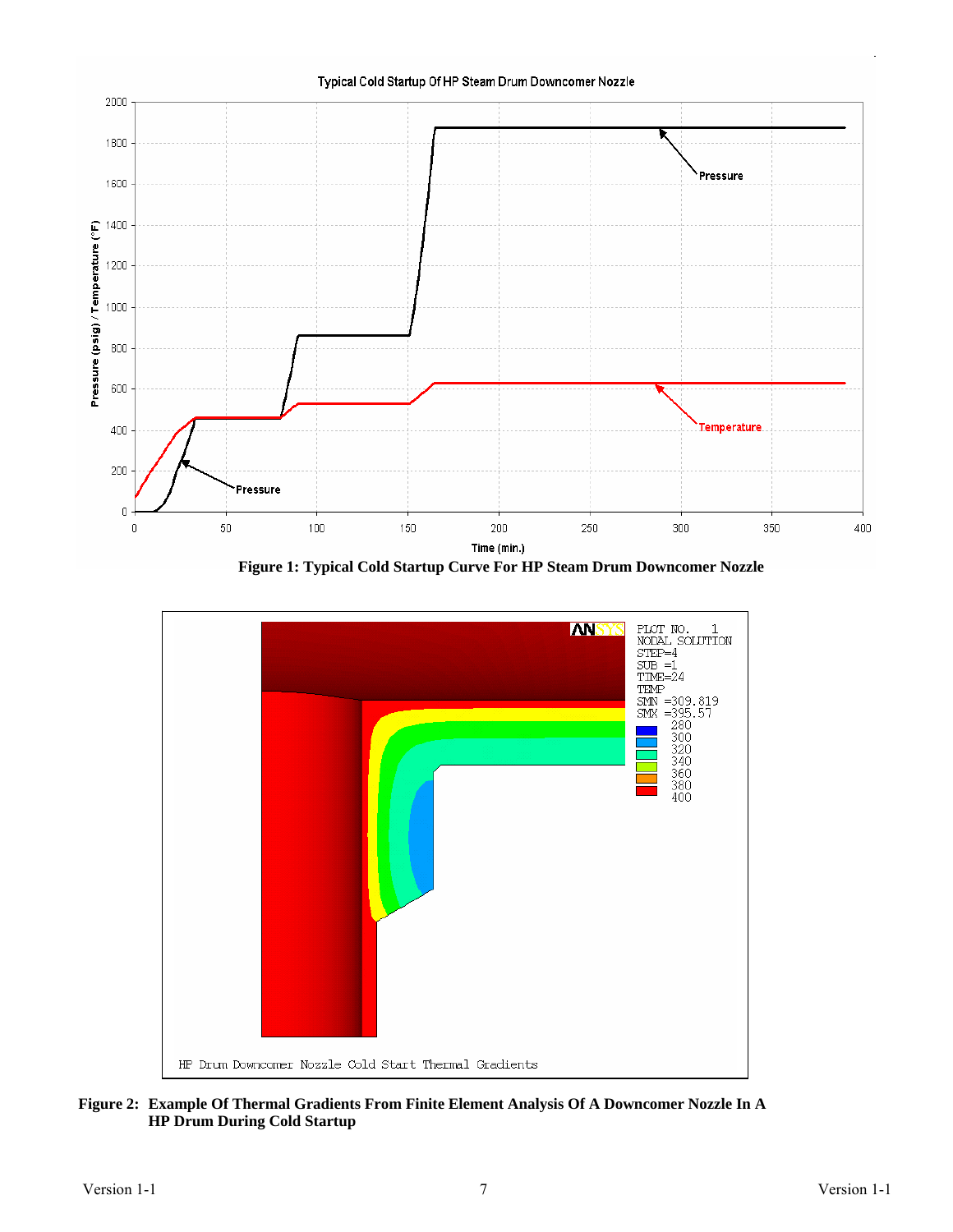**Figure 1: Typical Cold Startup Curve For HP Steam Drum Downcomer Nozzle**

**Figure 2: Example Of Thermal Gradients From Finite Element Analysis Of A Downcomer Nozzle In A HP Drum During Cold Startup**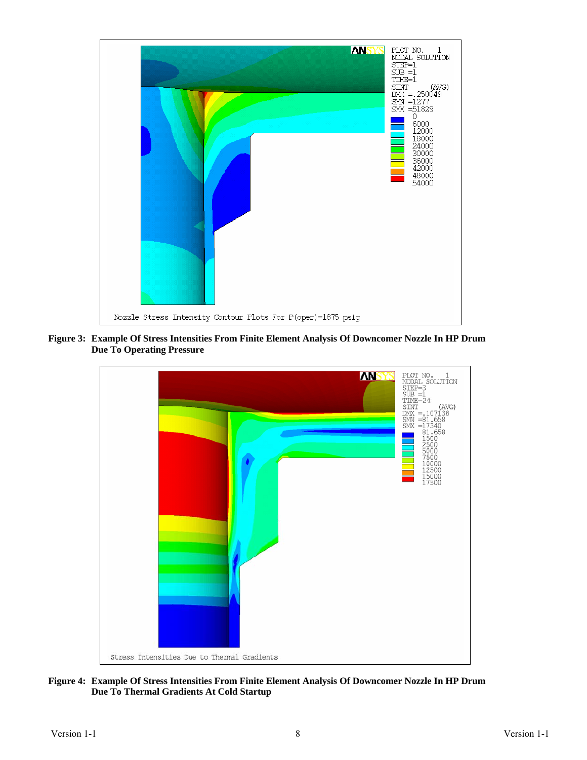Figure 3: Example Of Stress Intensities From Finite Element Analysis Of Downcomer Nozzle In HP Drum Due To Operating Pressure

Figure 4: Example Of Stress Intensities From Finite Element Analysis Of Downcomer Nozzle In HP Drum Due To Thermal Gradients At Cold Startup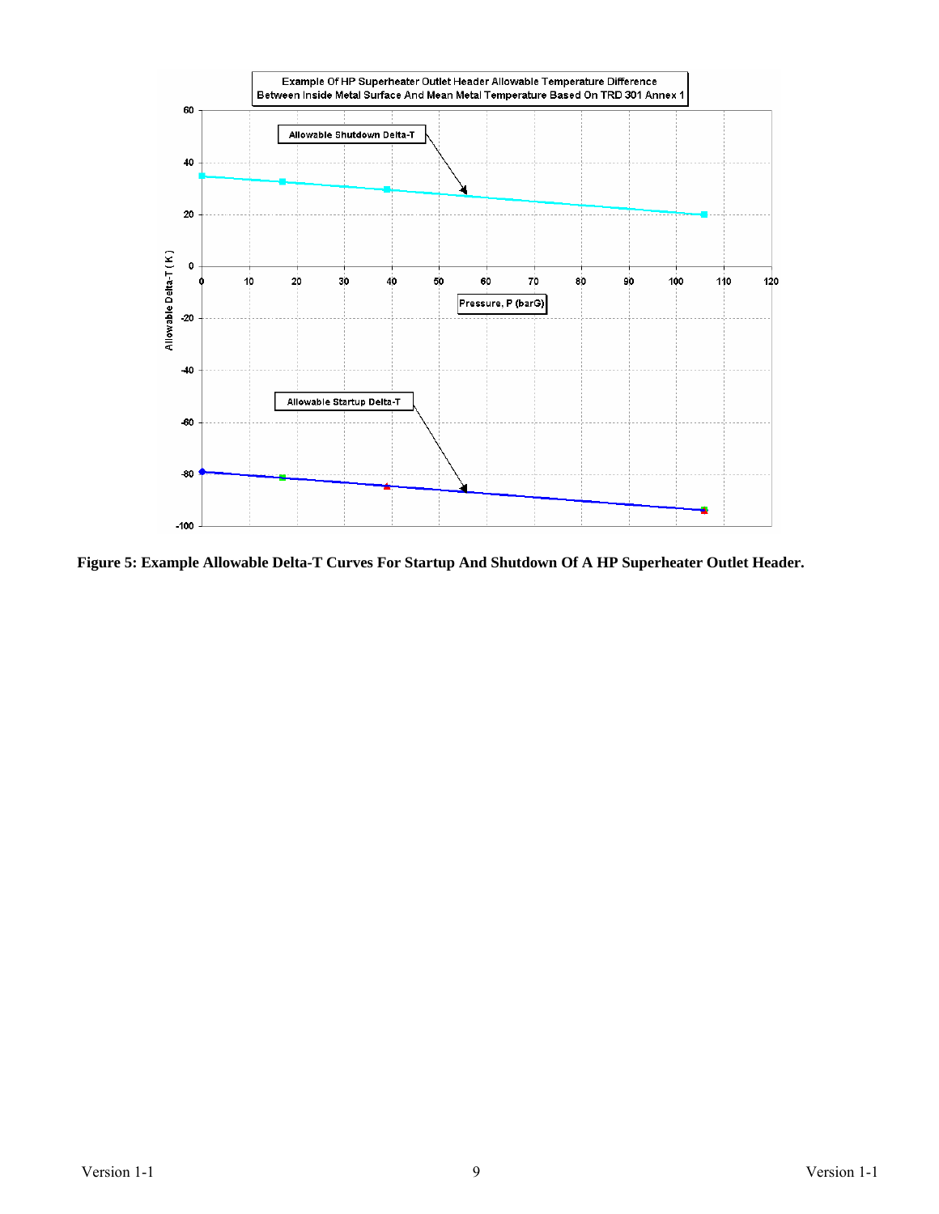**Figure 5: Example Allowable Delta-T Curves For Startup And Shutdown Of A HP Superheater Outlet Header.**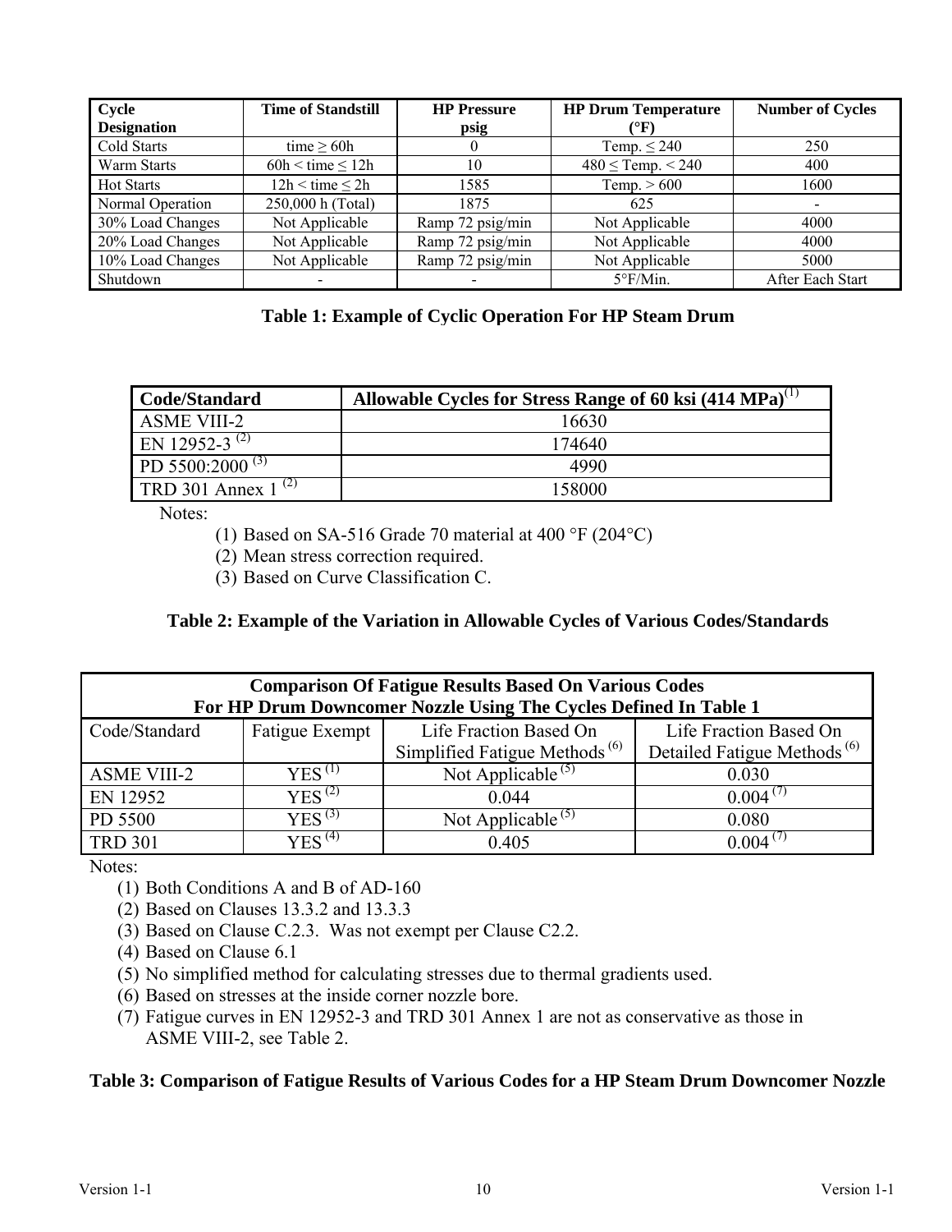| Cycle Designation | Time of Standstill | HP Pressure psig | HP Drum Temperature (°F) | Number of Cycles |
|---|---|---|---|---|
| Cold Starts | time ≥ 60h | 0 | Temp. ≤ 240 | 250 |
| Warm Starts | 60h < time ≤ 12h | 10 | 480 ≤ Temp. < 240 | 400 |
| Hot Starts | 12h < time ≤ 2h | 1585 | Temp. > 600 | 1600 |
| Normal Operation | 250,000 h (Total) | 1875 | 625 | - |
| 30% Load Changes | Not Applicable | Ramp 72 psig/min | Not Applicable | 4000 |
| 20% Load Changes | Not Applicable | Ramp 72 psig/min | Not Applicable | 4000 |
| 10% Load Changes | Not Applicable | Ramp 72 psig/min | Not Applicable | 5000 |
| Shutdown | - | - | 5°F/Min. | After Each Start |

**Table 1: Example of Cyclic Operation For HP Steam Drum**

| Code/Standard | Allowable Cycles for Stress Range of 60 ksi (414 MPa)(1) |
|---|---|
| ASME VIII-2 | 16630 |
| EN 12952-3 (2) | 174640 |
| PD 5500:2000 (3) | 4990 |
| TRD 301 Annex 1 (2) | 158000 |

Notes:

1. Based on SA-516 Grade 70 material at 400 °F (204°C)
2. Mean stress correction required.
3. Based on Curve Classification C.

**Table 2: Example of the Variation in Allowable Cycles of Various Codes/Standards**

| **Comparison Of Fatigue Results Based On Various Codes For HP Drum Downcomer Nozzle Using The Cycles Defined In Table 1** | | | |
|---|---|---|---|
| Code/Standard | Fatigue Exempt | Life Fraction Based On Simplified Fatigue Methods (6) | Life Fraction Based On Detailed Fatigue Methods (6) |
| ASME VIII-2 | YES (1) | Not Applicable (5) | 0.030 |
| EN 12952 | YES (2) | 0.044 | 0.004 (7) |
| PD 5500 | YES (3) | Not Applicable (5) | 0.080 |
| TRD 301 | YES (4) | 0.405 | 0.004 (7) |

Notes:

1. Both Conditions A and B of AD-160
2. Based on Clauses 13.3.2 and 13.3.3
3. Based on Clause C.2.3. Was not exempt per Clause C2.2.
4. Based on Clause 6.1
5. No simplified method for calculating stresses due to thermal gradients used.
6. Based on stresses at the inside corner nozzle bore.
7. Fatigue curves in EN 12952-3 and TRD 301 Annex 1 are not as conservative as those in ASME VIII-2, see Table 2.

**Table 3: Comparison of Fatigue Results of Various Codes for a HP Steam Drum Downcomer Nozzle**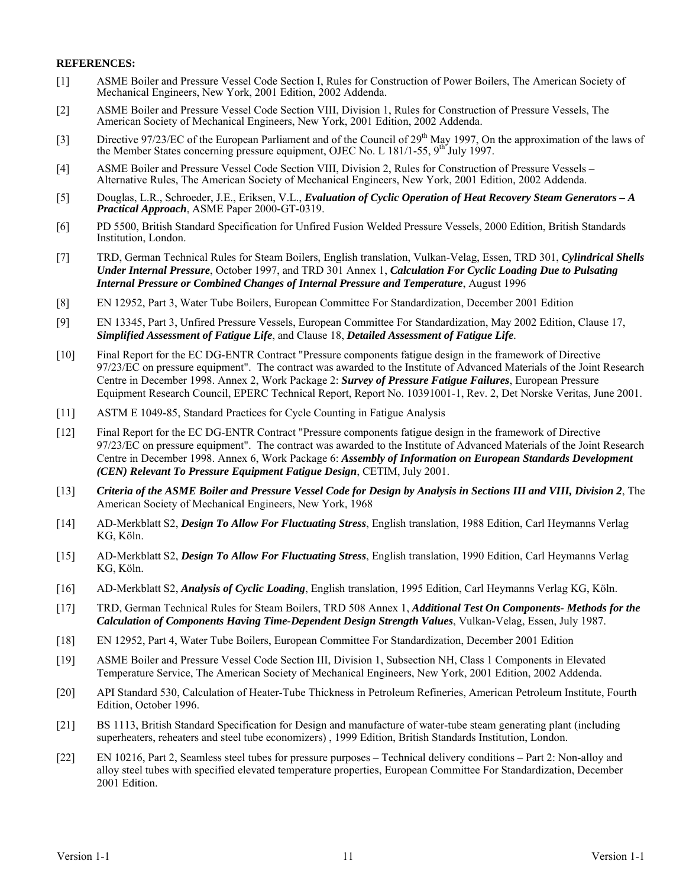**REFERENCES:**

[1] ASME Boiler and Pressure Vessel Code Section I, Rules for Construction of Power Boilers, The American Society of Mechanical Engineers, New York, 2001 Edition, 2002 Addenda.

[2] ASME Boiler and Pressure Vessel Code Section VIII, Division 1, Rules for Construction of Pressure Vessels, The American Society of Mechanical Engineers, New York, 2001 Edition, 2002 Addenda.

[3] Directive 97/23/EC of the European Parliament and of the Council of 29th May 1997, On the approximation of the laws of the Member States concerning pressure equipment, OJEC No. L 181/1-55, 9th July 1997.

[4] ASME Boiler and Pressure Vessel Code Section VIII, Division 2, Rules for Construction of Pressure Vessels – Alternative Rules, The American Society of Mechanical Engineers, New York, 2001 Edition, 2002 Addenda.

[5] Douglas, L.R., Schroeder, J.E., Eriksen, V.L., ***Evaluation of Cyclic Operation of Heat Recovery Steam Generators – A Practical Approach***, ASME Paper 2000-GT-0319.

[6] PD 5500, British Standard Specification for Unfired Fusion Welded Pressure Vessels, 2000 Edition, British Standards Institution, London.

[7] TRD, German Technical Rules for Steam Boilers, English translation, Vulkan-Velag, Essen, TRD 301, ***Cylindrical Shells Under Internal Pressure***, October 1997, and TRD 301 Annex 1, ***Calculation For Cyclic Loading Due to Pulsating Internal Pressure or Combined Changes of Internal Pressure and Temperature***, August 1996

[8] EN 12952, Part 3, Water Tube Boilers, European Committee For Standardization, December 2001 Edition

[9] EN 13345, Part 3, Unfired Pressure Vessels, European Committee For Standardization, May 2002 Edition, Clause 17, ***Simplified Assessment of Fatigue Life***, and Clause 18, ***Detailed Assessment of Fatigue Life***.

[10] Final Report for the EC DG-ENTR Contract "Pressure components fatigue design in the framework of Directive 97/23/EC on pressure equipment". The contract was awarded to the Institute of Advanced Materials of the Joint Research Centre in December 1998. Annex 2, Work Package 2: ***Survey of Pressure Fatigue Failures***, European Pressure Equipment Research Council, EPERC Technical Report, Report No. 10391001-1, Rev. 2, Det Norske Veritas, June 2001.

[11] ASTM E 1049-85, Standard Practices for Cycle Counting in Fatigue Analysis

[12] Final Report for the EC DG-ENTR Contract "Pressure components fatigue design in the framework of Directive 97/23/EC on pressure equipment". The contract was awarded to the Institute of Advanced Materials of the Joint Research Centre in December 1998. Annex 6, Work Package 6: ***Assembly of Information on European Standards Development (CEN) Relevant To Pressure Equipment Fatigue Design***, CETIM, July 2001.

[13] ***Criteria of the ASME Boiler and Pressure Vessel Code for Design by Analysis in Sections III and VIII, Division 2***, The American Society of Mechanical Engineers, New York, 1968

[14] AD-Merkblatt S2, ***Design To Allow For Fluctuating Stress***, English translation, 1988 Edition, Carl Heymanns Verlag KG, Köln.

[15] AD-Merkblatt S2, ***Design To Allow For Fluctuating Stress***, English translation, 1990 Edition, Carl Heymanns Verlag KG, Köln.

[16] AD-Merkblatt S2, ***Analysis of Cyclic Loading***, English translation, 1995 Edition, Carl Heymanns Verlag KG, Köln.

[17] TRD, German Technical Rules for Steam Boilers, TRD 508 Annex 1, ***Additional Test On Components- Methods for the Calculation of Components Having Time-Dependent Design Strength Values***, Vulkan-Velag, Essen, July 1987.

[18] EN 12952, Part 4, Water Tube Boilers, European Committee For Standardization, December 2001 Edition

[19] ASME Boiler and Pressure Vessel Code Section III, Division 1, Subsection NH, Class 1 Components in Elevated Temperature Service, The American Society of Mechanical Engineers, New York, 2001 Edition, 2002 Addenda.

[20] API Standard 530, Calculation of Heater-Tube Thickness in Petroleum Refineries, American Petroleum Institute, Fourth Edition, October 1996.

[21] BS 1113, British Standard Specification for Design and manufacture of water-tube steam generating plant (including superheaters, reheaters and steel tube economizers) , 1999 Edition, British Standards Institution, London.

[22] EN 10216, Part 2, Seamless steel tubes for pressure purposes – Technical delivery conditions – Part 2: Non-alloy and alloy steel tubes with specified elevated temperature properties, European Committee For Standardization, December 2001 Edition.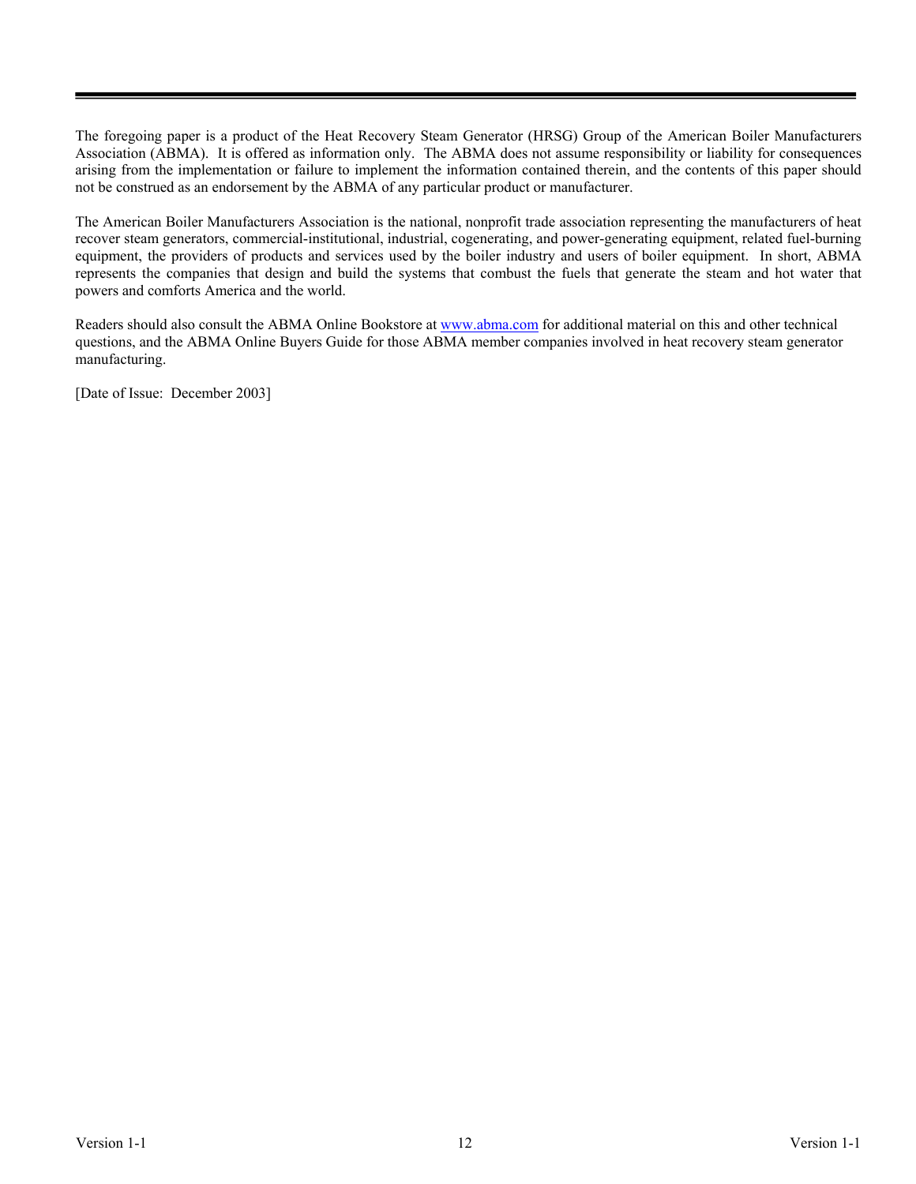The foregoing paper is a product of the Heat Recovery Steam Generator (HRSG) Group of the American Boiler Manufacturers Association (ABMA). It is offered as information only. The ABMA does not assume responsibility or liability for consequences arising from the implementation or failure to implement the information contained therein, and the contents of this paper should not be construed as an endorsement by the ABMA of any particular product or manufacturer.

The American Boiler Manufacturers Association is the national, nonprofit trade association representing the manufacturers of heat recover steam generators, commercial-institutional, industrial, cogenerating, and power-generating equipment, related fuel-burning equipment, the providers of products and services used by the boiler industry and users of boiler equipment. In short, ABMA represents the companies that design and build the systems that combust the fuels that generate the steam and hot water that powers and comforts America and the world.

Readers should also consult the ABMA Online Bookstore at [www.abma.com](http://www.abma.com) for additional material on this and other technical questions, and the ABMA Online Buyers Guide for those ABMA member companies involved in heat recovery steam generator manufacturing.

[Date of Issue: December 2003]